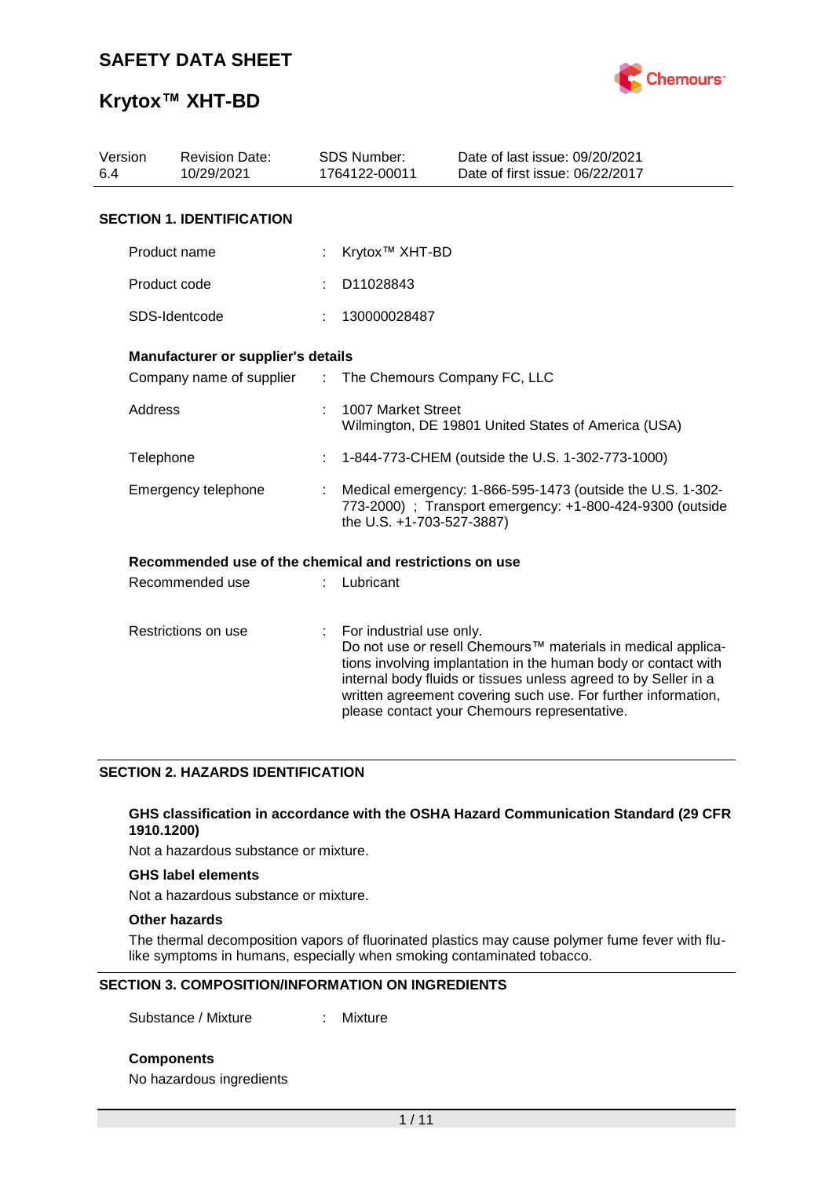# SAFETY DATA SHEET

# Krytox™ XHT-BD

| Version | Revision Date: | SDS Number: | Date of last issue: 09/20/2021 |
|---|---|---|---|
| 6.4 | 10/29/2021 | 1764122-00011 | Date of first issue: 06/22/2017 |

## SECTION 1. IDENTIFICATION

Product name : Krytox™ XHT-BD

Product code : D11028843

SDS-Identcode : 130000028487

**Manufacturer or supplier's details**

Company name of supplier : The Chemours Company FC, LLC

Address : 1007 Market Street
Wilmington, DE 19801 United States of America (USA)

Telephone : 1-844-773-CHEM (outside the U.S. 1-302-773-1000)

Emergency telephone : Medical emergency: 1-866-595-1473 (outside the U.S. 1-302-773-2000) ; Transport emergency: +1-800-424-9300 (outside the U.S. +1-703-527-3887)

**Recommended use of the chemical and restrictions on use**

Recommended use : Lubricant

Restrictions on use : For industrial use only.
Do not use or resell Chemours™ materials in medical applications involving implantation in the human body or contact with internal body fluids or tissues unless agreed to by Seller in a written agreement covering such use. For further information, please contact your Chemours representative.

## SECTION 2. HAZARDS IDENTIFICATION

**GHS classification in accordance with the OSHA Hazard Communication Standard (29 CFR 1910.1200)**

Not a hazardous substance or mixture.

**GHS label elements**

Not a hazardous substance or mixture.

**Other hazards**

The thermal decomposition vapors of fluorinated plastics may cause polymer fume fever with flu-like symptoms in humans, especially when smoking contaminated tobacco.

## SECTION 3. COMPOSITION/INFORMATION ON INGREDIENTS

Substance / Mixture : Mixture

**Components**

No hazardous ingredients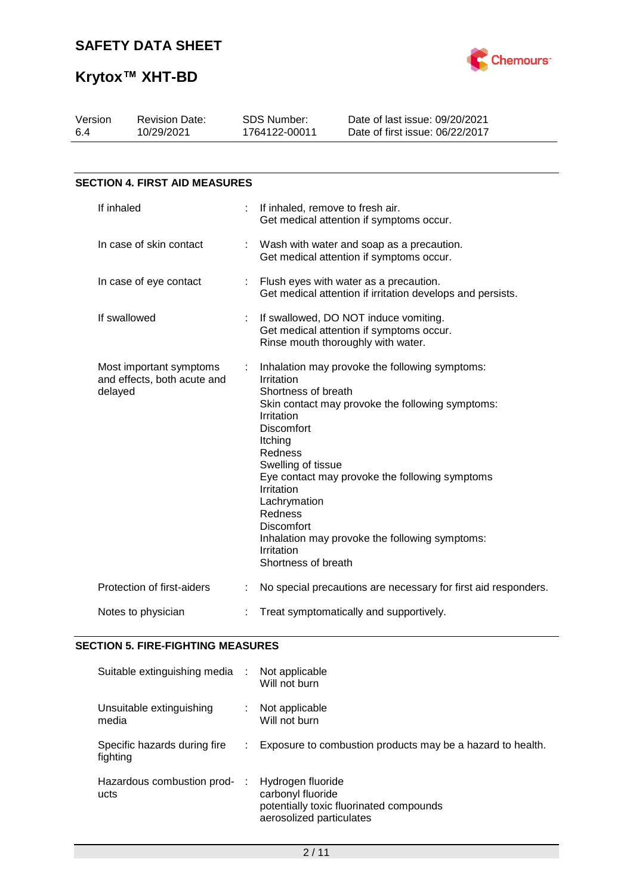## SECTION 4. FIRST AID MEASURES

| | |
|---|---|
| If inhaled | : If inhaled, remove to fresh air.<br>Get medical attention if symptoms occur. |
| In case of skin contact | : Wash with water and soap as a precaution.<br>Get medical attention if symptoms occur. |
| In case of eye contact | : Flush eyes with water as a precaution.<br>Get medical attention if irritation develops and persists. |
| If swallowed | : If swallowed, DO NOT induce vomiting.<br>Get medical attention if symptoms occur.<br>Rinse mouth thoroughly with water. |
| Most important symptoms and effects, both acute and delayed | : Inhalation may provoke the following symptoms:<br>Irritation<br>Shortness of breath<br>Skin contact may provoke the following symptoms:<br>Irritation<br>Discomfort<br>Itching<br>Redness<br>Swelling of tissue<br>Eye contact may provoke the following symptoms<br>Irritation<br>Lachrymation<br>Redness<br>Discomfort<br>Inhalation may provoke the following symptoms:<br>Irritation<br>Shortness of breath |
| Protection of first-aiders | : No special precautions are necessary for first aid responders. |
| Notes to physician | : Treat symptomatically and supportively. |

## SECTION 5. FIRE-FIGHTING MEASURES

| | |
|---|---|
| Suitable extinguishing media | : Not applicable<br>Will not burn |
| Unsuitable extinguishing media | : Not applicable<br>Will not burn |
| Specific hazards during fire fighting | : Exposure to combustion products may be a hazard to health. |
| Hazardous combustion products | : Hydrogen fluoride<br>carbonyl fluoride<br>potentially toxic fluorinated compounds<br>aerosolized particulates |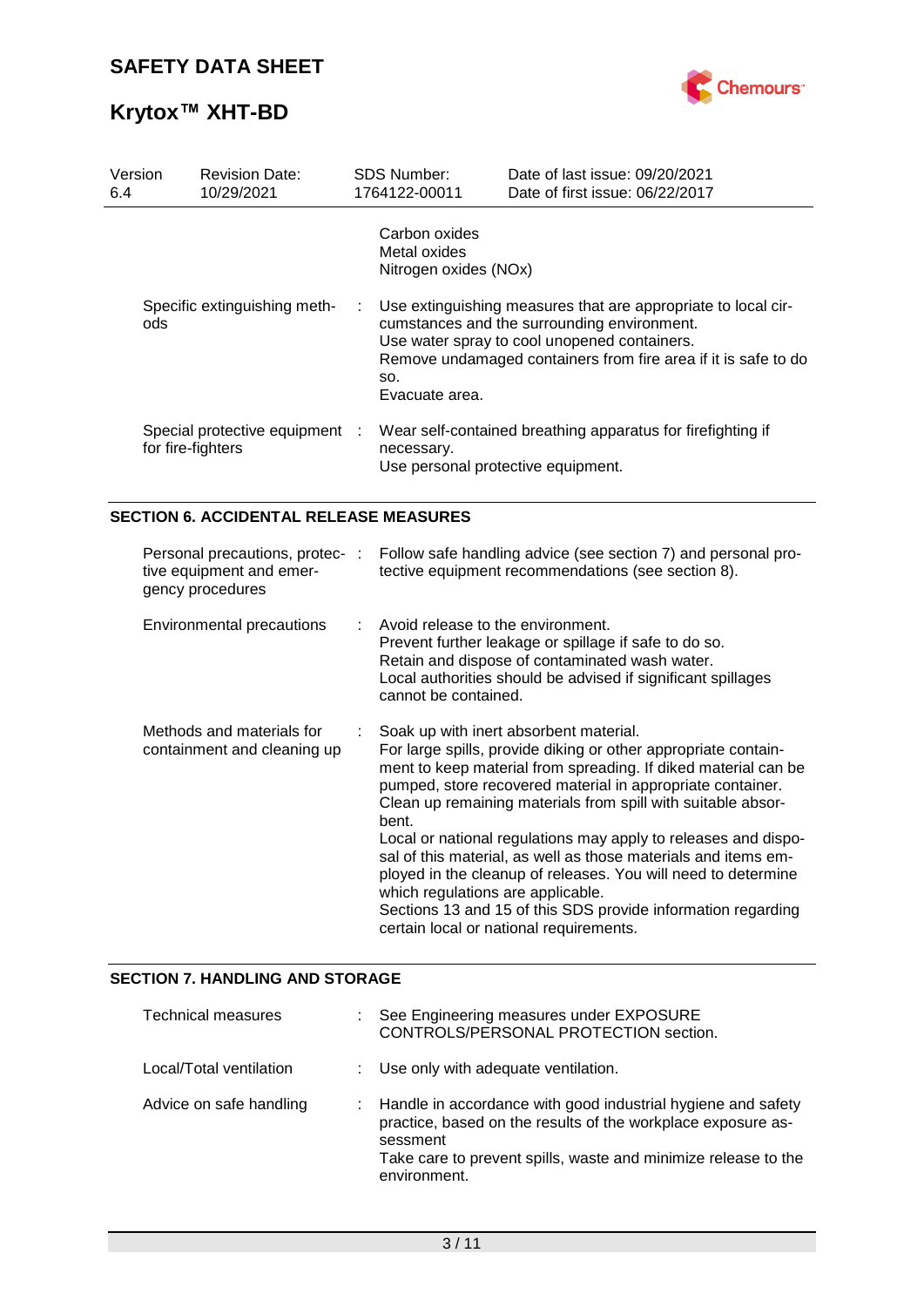| | | | |
|---|---|---|---|
| Version 6.4 | Revision Date: 10/29/2021 | SDS Number: 1764122-00011 | Date of last issue: 09/20/2021<br>Date of first issue: 06/22/2017 |

| | | |
|---|---|---|
| | | Carbon oxides<br>Metal oxides<br>Nitrogen oxides (NOx) |
| Specific extinguishing methods | : | Use extinguishing measures that are appropriate to local circumstances and the surrounding environment.<br>Use water spray to cool unopened containers.<br>Remove undamaged containers from fire area if it is safe to do so.<br>Evacuate area. |
| Special protective equipment for fire-fighters | : | Wear self-contained breathing apparatus for firefighting if necessary.<br>Use personal protective equipment. |

## SECTION 6. ACCIDENTAL RELEASE MEASURES

| | | |
|---|---|---|
| Personal precautions, protective equipment and emergency procedures | : | Follow safe handling advice (see section 7) and personal protective equipment recommendations (see section 8). |
| Environmental precautions | : | Avoid release to the environment.<br>Prevent further leakage or spillage if safe to do so.<br>Retain and dispose of contaminated wash water.<br>Local authorities should be advised if significant spillages cannot be contained. |
| Methods and materials for containment and cleaning up | : | Soak up with inert absorbent material.<br>For large spills, provide diking or other appropriate containment to keep material from spreading. If diked material can be pumped, store recovered material in appropriate container.<br>Clean up remaining materials from spill with suitable absorbent.<br>Local or national regulations may apply to releases and disposal of this material, as well as those materials and items employed in the cleanup of releases. You will need to determine which regulations are applicable.<br>Sections 13 and 15 of this SDS provide information regarding certain local or national requirements. |

## SECTION 7. HANDLING AND STORAGE

| | | |
|---|---|---|
| Technical measures | : | See Engineering measures under EXPOSURE CONTROLS/PERSONAL PROTECTION section. |
| Local/Total ventilation | : | Use only with adequate ventilation. |
| Advice on safe handling | : | Handle in accordance with good industrial hygiene and safety practice, based on the results of the workplace exposure assessment<br>Take care to prevent spills, waste and minimize release to the environment. |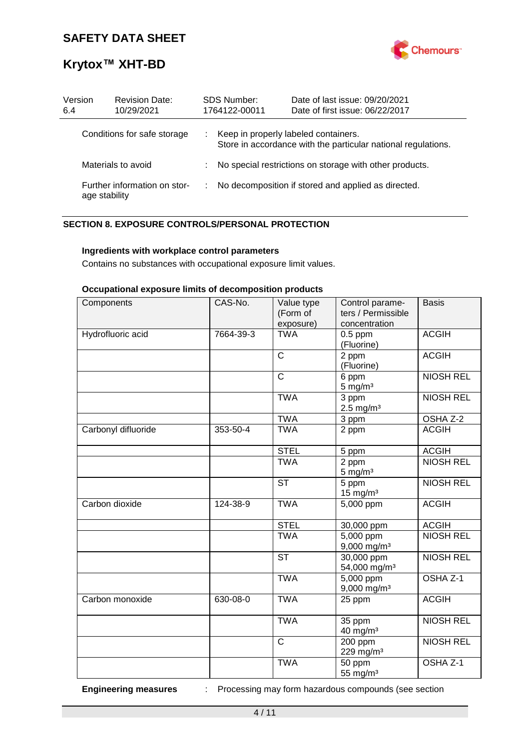| Version 6.4 | Revision Date: 10/29/2021 | SDS Number: 1764122-00011 | Date of last issue: 09/20/2021 Date of first issue: 06/22/2017 |
|---|---|---|---|

Conditions for safe storage : Keep in properly labeled containers.
Store in accordance with the particular national regulations.

Materials to avoid : No special restrictions on storage with other products.

Further information on storage stability : No decomposition if stored and applied as directed.

## SECTION 8. EXPOSURE CONTROLS/PERSONAL PROTECTION

**Ingredients with workplace control parameters**

Contains no substances with occupational exposure limit values.

**Occupational exposure limits of decomposition products**

| Components | CAS-No. | Value type (Form of exposure) | Control parameters / Permissible concentration | Basis |
|---|---|---|---|---|
| Hydrofluoric acid | 7664-39-3 | TWA | 0.5 ppm (Fluorine) | ACGIH |
| | | C | 2 ppm (Fluorine) | ACGIH |
| | | C | 6 ppm 5 mg/m³ | NIOSH REL |
| | | TWA | 3 ppm 2.5 mg/m³ | NIOSH REL |
| | | TWA | 3 ppm | OSHA Z-2 |
| Carbonyl difluoride | 353-50-4 | TWA | 2 ppm | ACGIH |
| | | STEL | 5 ppm | ACGIH |
| | | TWA | 2 ppm 5 mg/m³ | NIOSH REL |
| | | ST | 5 ppm 15 mg/m³ | NIOSH REL |
| Carbon dioxide | 124-38-9 | TWA | 5,000 ppm | ACGIH |
| | | STEL | 30,000 ppm | ACGIH |
| | | TWA | 5,000 ppm 9,000 mg/m³ | NIOSH REL |
| | | ST | 30,000 ppm 54,000 mg/m³ | NIOSH REL |
| | | TWA | 5,000 ppm 9,000 mg/m³ | OSHA Z-1 |
| Carbon monoxide | 630-08-0 | TWA | 25 ppm | ACGIH |
| | | TWA | 35 ppm 40 mg/m³ | NIOSH REL |
| | | C | 200 ppm 229 mg/m³ | NIOSH REL |
| | | TWA | 50 ppm 55 mg/m³ | OSHA Z-1 |

**Engineering measures** : Processing may form hazardous compounds (see section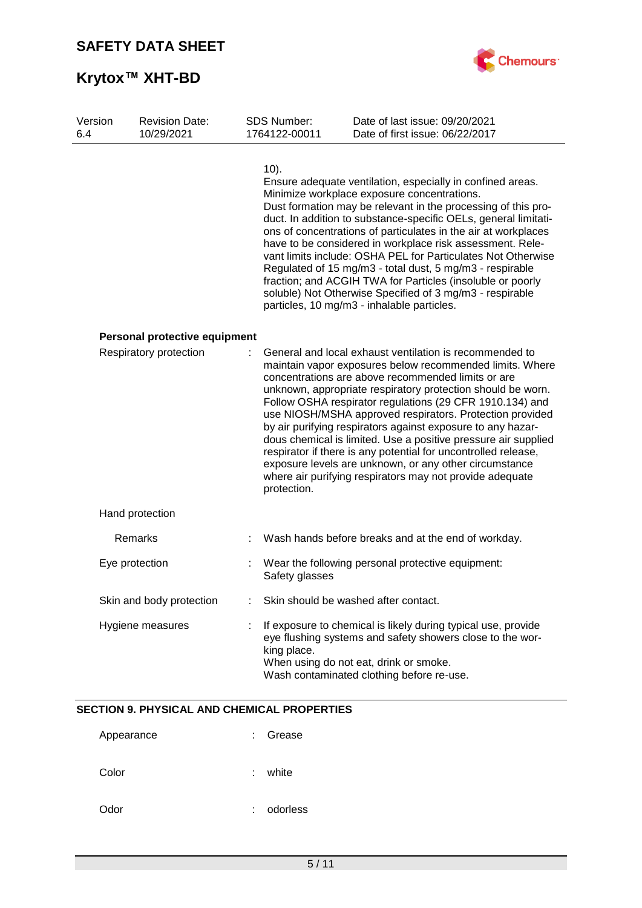10).
Ensure adequate ventilation, especially in confined areas.
Minimize workplace exposure concentrations.
Dust formation may be relevant in the processing of this product. In addition to substance-specific OELs, general limitations of concentrations of particulates in the air at workplaces have to be considered in workplace risk assessment. Relevant limits include: OSHA PEL for Particulates Not Otherwise Regulated of 15 mg/m3 - total dust, 5 mg/m3 - respirable fraction; and ACGIH TWA for Particles (insoluble or poorly soluble) Not Otherwise Specified of 3 mg/m3 - respirable particles, 10 mg/m3 - inhalable particles.

**Personal protective equipment**

Respiratory protection : General and local exhaust ventilation is recommended to maintain vapor exposures below recommended limits. Where concentrations are above recommended limits or are unknown, appropriate respiratory protection should be worn. Follow OSHA respirator regulations (29 CFR 1910.134) and use NIOSH/MSHA approved respirators. Protection provided by air purifying respirators against exposure to any hazardous chemical is limited. Use a positive pressure air supplied respirator if there is any potential for uncontrolled release, exposure levels are unknown, or any other circumstance where air purifying respirators may not provide adequate protection.

Hand protection

Remarks : Wash hands before breaks and at the end of workday.

Eye protection : Wear the following personal protective equipment:
Safety glasses

Skin and body protection : Skin should be washed after contact.

Hygiene measures : If exposure to chemical is likely during typical use, provide eye flushing systems and safety showers close to the working place.
When using do not eat, drink or smoke.
Wash contaminated clothing before re-use.

## SECTION 9. PHYSICAL AND CHEMICAL PROPERTIES

Appearance : Grease

Color : white

Odor : odorless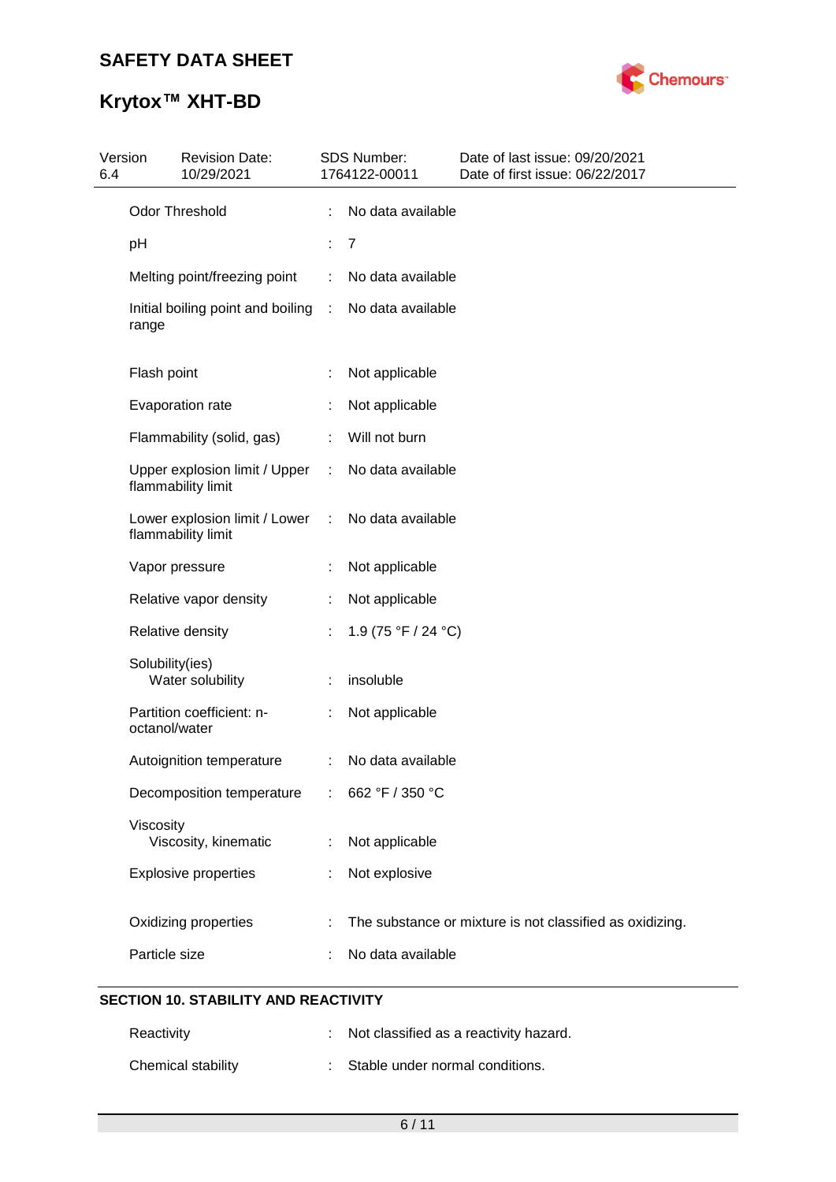| | | |
|---|---|---|
| Odor Threshold | : | No data available |
| pH | : | 7 |
| Melting point/freezing point | : | No data available |
| Initial boiling point and boiling range | : | No data available |
| Flash point | : | Not applicable |
| Evaporation rate | : | Not applicable |
| Flammability (solid, gas) | : | Will not burn |
| Upper explosion limit / Upper flammability limit | : | No data available |
| Lower explosion limit / Lower flammability limit | : | No data available |
| Vapor pressure | : | Not applicable |
| Relative vapor density | : | Not applicable |
| Relative density | : | 1.9 (75 °F / 24 °C) |
| Solubility(ies)<br>Water solubility | : | insoluble |
| Partition coefficient: n-octanol/water | : | Not applicable |
| Autoignition temperature | : | No data available |
| Decomposition temperature | : | 662 °F / 350 °C |
| Viscosity<br>Viscosity, kinematic | : | Not applicable |
| Explosive properties | : | Not explosive |
| Oxidizing properties | : | The substance or mixture is not classified as oxidizing. |
| Particle size | : | No data available |

## SECTION 10. STABILITY AND REACTIVITY

| | | |
|---|---|---|
| Reactivity | : | Not classified as a reactivity hazard. |
| Chemical stability | : | Stable under normal conditions. |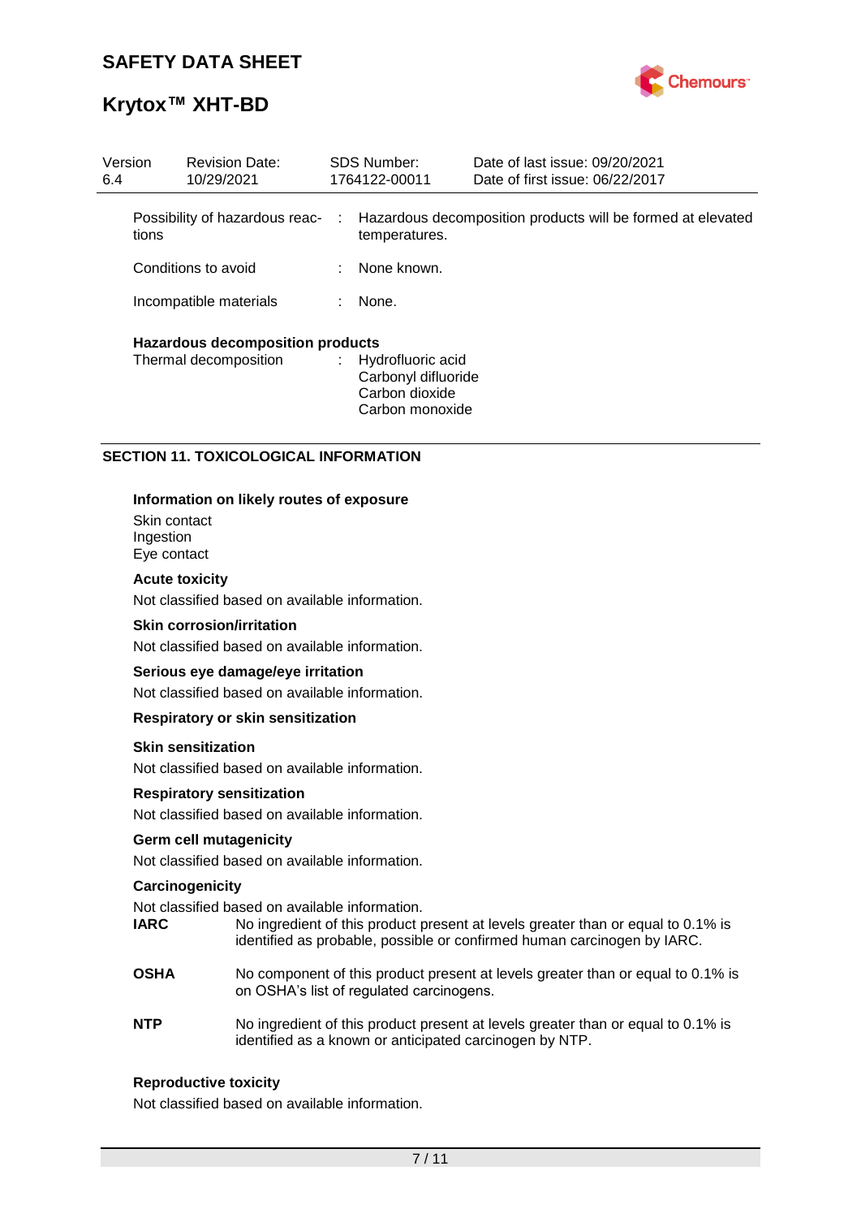| Version | Revision Date: | SDS Number: | Date of last issue: 09/20/2021 |
| --- | --- | --- | --- |
| 6.4 | 10/29/2021 | 1764122-00011 | Date of first issue: 06/22/2017 |

Possibility of hazardous reactions : Hazardous decomposition products will be formed at elevated temperatures.

Conditions to avoid : None known.

Incompatible materials : None.

**Hazardous decomposition products**

Thermal decomposition : Hydrofluoric acid
Carbonyl difluoride
Carbon dioxide
Carbon monoxide

## SECTION 11. TOXICOLOGICAL INFORMATION

**Information on likely routes of exposure**

Skin contact
Ingestion
Eye contact

**Acute toxicity**

Not classified based on available information.

**Skin corrosion/irritation**

Not classified based on available information.

**Serious eye damage/eye irritation**

Not classified based on available information.

**Respiratory or skin sensitization**

**Skin sensitization**

Not classified based on available information.

**Respiratory sensitization**

Not classified based on available information.

**Germ cell mutagenicity**

Not classified based on available information.

**Carcinogenicity**

Not classified based on available information.

**IARC** No ingredient of this product present at levels greater than or equal to 0.1% is identified as probable, possible or confirmed human carcinogen by IARC.

**OSHA** No component of this product present at levels greater than or equal to 0.1% is on OSHA's list of regulated carcinogens.

**NTP** No ingredient of this product present at levels greater than or equal to 0.1% is identified as a known or anticipated carcinogen by NTP.

**Reproductive toxicity**

Not classified based on available information.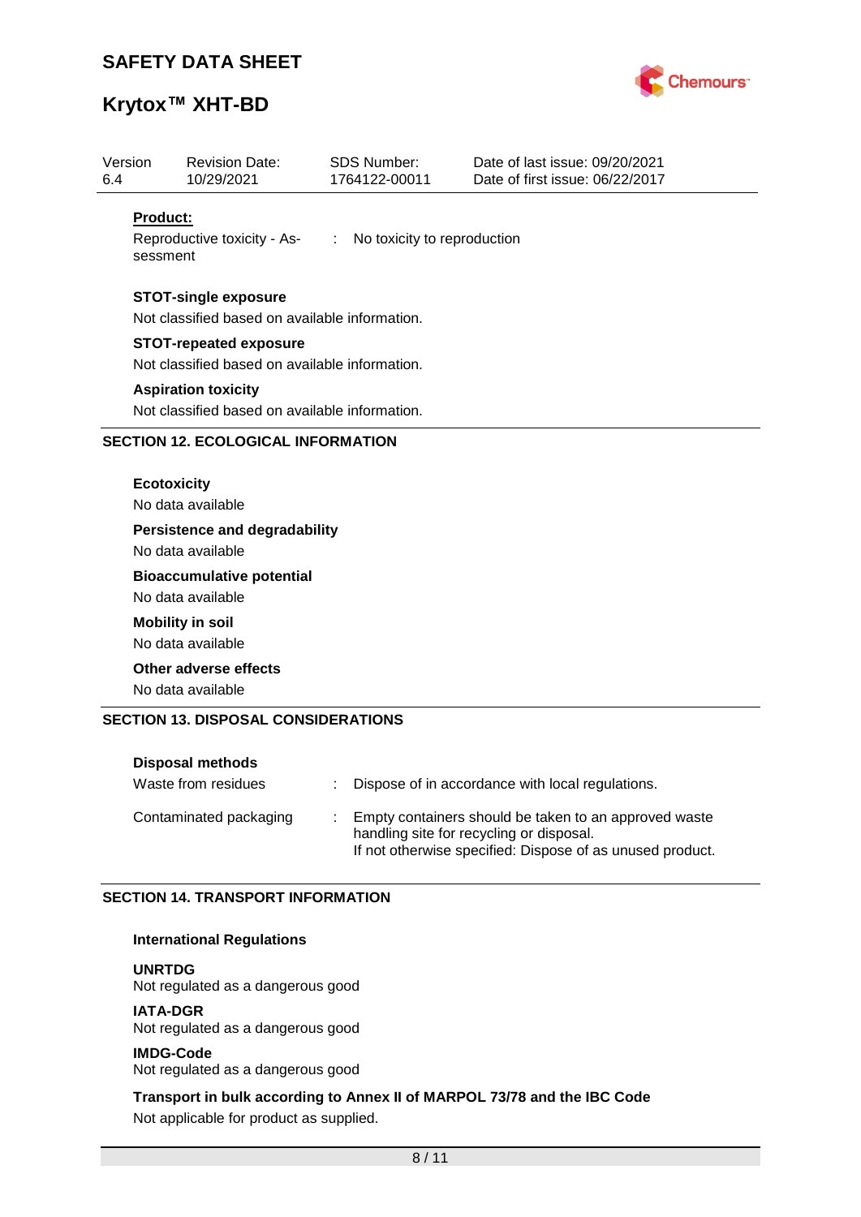**Product:**

Reproductive toxicity - Assessment : No toxicity to reproduction

**STOT-single exposure**

Not classified based on available information.

**STOT-repeated exposure**

Not classified based on available information.

**Aspiration toxicity**

Not classified based on available information.

## SECTION 12. ECOLOGICAL INFORMATION

**Ecotoxicity**

No data available

**Persistence and degradability**

No data available

**Bioaccumulative potential**

No data available

**Mobility in soil**

No data available

**Other adverse effects**

No data available

## SECTION 13. DISPOSAL CONSIDERATIONS

**Disposal methods**

Waste from residues : Dispose of in accordance with local regulations.

Contaminated packaging : Empty containers should be taken to an approved waste handling site for recycling or disposal.
If not otherwise specified: Dispose of as unused product.

## SECTION 14. TRANSPORT INFORMATION

**International Regulations**

**UNRTDG**
Not regulated as a dangerous good

**IATA-DGR**
Not regulated as a dangerous good

**IMDG-Code**
Not regulated as a dangerous good

**Transport in bulk according to Annex II of MARPOL 73/78 and the IBC Code**

Not applicable for product as supplied.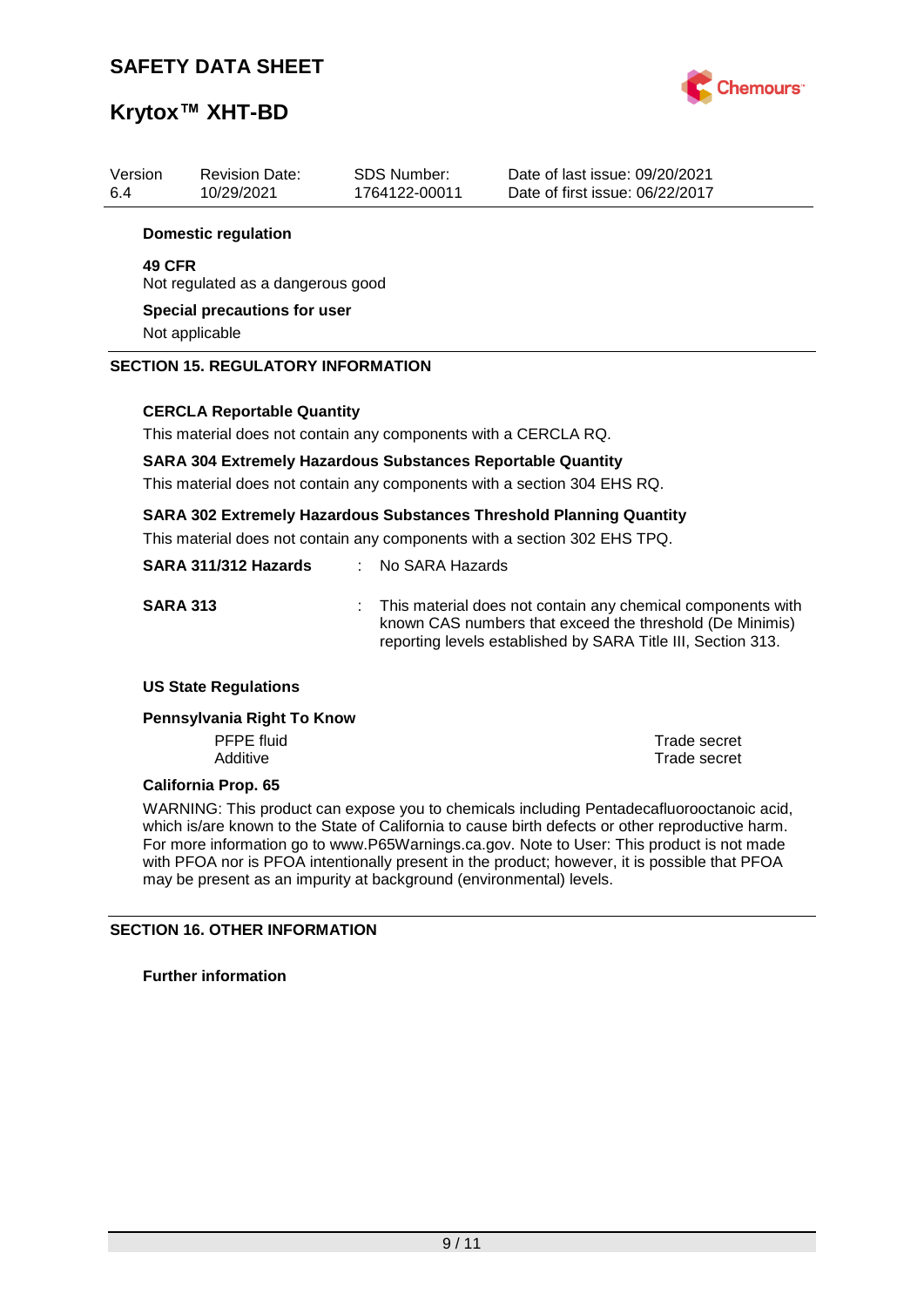| Version | Revision Date: | SDS Number: | Date of last issue: 09/20/2021 |
| --- | --- | --- | --- |
| 6.4 | 10/29/2021 | 1764122-00011 | Date of first issue: 06/22/2017 |

**Domestic regulation**

**49 CFR**
Not regulated as a dangerous good

**Special precautions for user**
Not applicable

## SECTION 15. REGULATORY INFORMATION

**CERCLA Reportable Quantity**

This material does not contain any components with a CERCLA RQ.

**SARA 304 Extremely Hazardous Substances Reportable Quantity**

This material does not contain any components with a section 304 EHS RQ.

**SARA 302 Extremely Hazardous Substances Threshold Planning Quantity**

This material does not contain any components with a section 302 EHS TPQ.

**SARA 311/312 Hazards** : No SARA Hazards

**SARA 313** : This material does not contain any chemical components with known CAS numbers that exceed the threshold (De Minimis) reporting levels established by SARA Title III, Section 313.

**US State Regulations**

**Pennsylvania Right To Know**

| | |
| --- | --- |
| PFPE fluid | Trade secret |
| Additive | Trade secret |

**California Prop. 65**

WARNING: This product can expose you to chemicals including Pentadecafluorooctanoic acid, which is/are known to the State of California to cause birth defects or other reproductive harm. For more information go to www.P65Warnings.ca.gov. Note to User: This product is not made with PFOA nor is PFOA intentionally present in the product; however, it is possible that PFOA may be present as an impurity at background (environmental) levels.

## SECTION 16. OTHER INFORMATION

**Further information**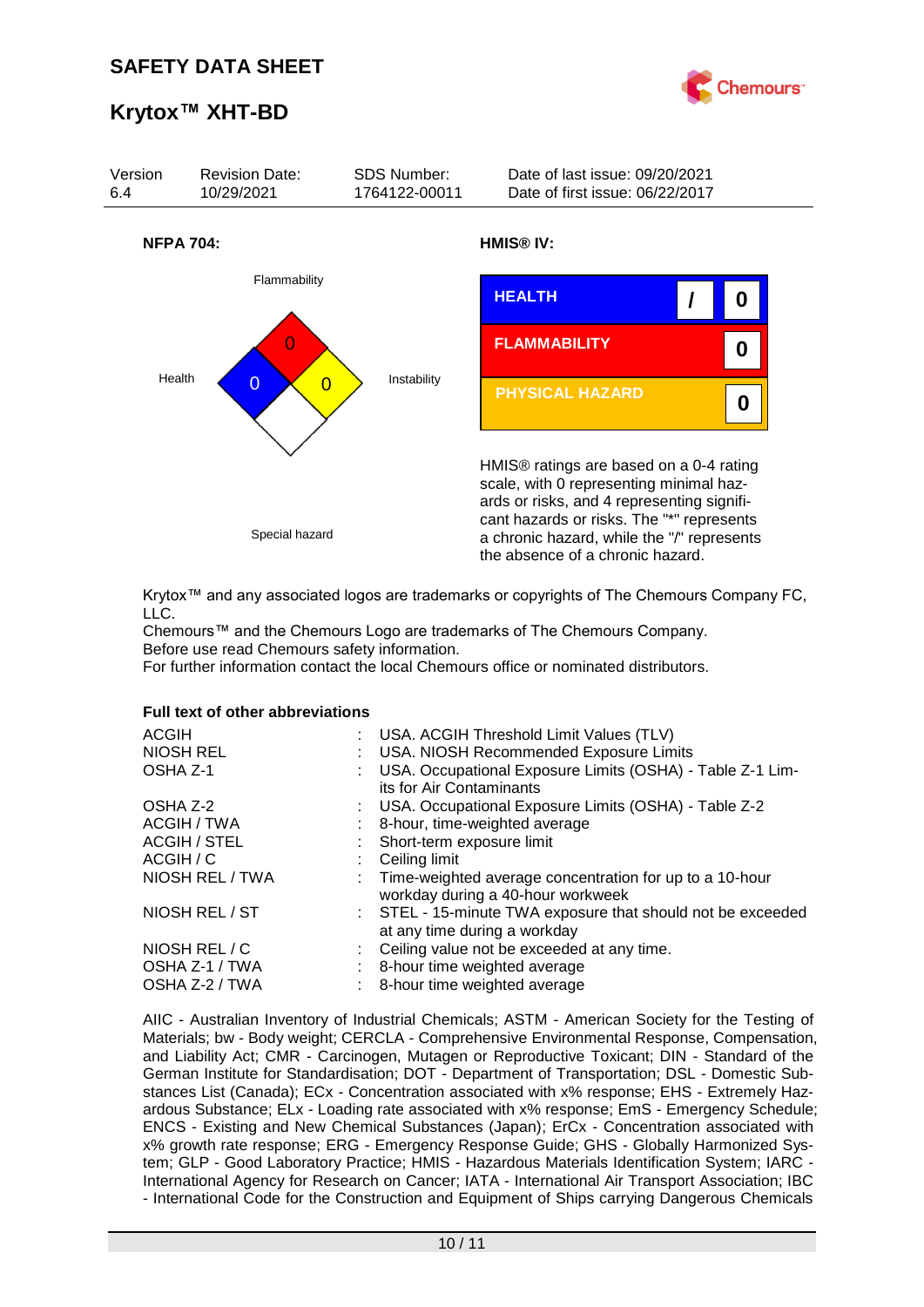# SAFETY DATA SHEET

# Krytox™ XHT-BD

| Version | Revision Date: | SDS Number: | Date of last issue: 09/20/2021 |
|---|---|---|---|
| 6.4 | 10/29/2021 | 1764122-00011 | Date of first issue: 06/22/2017 |

**NFPA 704:**

Flammability: 0
Health: 0
Instability: 0
Special hazard

**HMIS® IV:**

| | | |
|---|---|---|
| HEALTH | / | 0 |
| FLAMMABILITY | | 0 |
| PHYSICAL HAZARD | | 0 |

HMIS® ratings are based on a 0-4 rating scale, with 0 representing minimal hazards or risks, and 4 representing significant hazards or risks. The "*" represents a chronic hazard, while the "/" represents the absence of a chronic hazard.

Krytox™ and any associated logos are trademarks or copyrights of The Chemours Company FC, LLC.
Chemours™ and the Chemours Logo are trademarks of The Chemours Company.
Before use read Chemours safety information.
For further information contact the local Chemours office or nominated distributors.

**Full text of other abbreviations**

| | | |
|---|---|---|
| ACGIH | : | USA. ACGIH Threshold Limit Values (TLV) |
| NIOSH REL | : | USA. NIOSH Recommended Exposure Limits |
| OSHA Z-1 | : | USA. Occupational Exposure Limits (OSHA) - Table Z-1 Limits for Air Contaminants |
| OSHA Z-2 | : | USA. Occupational Exposure Limits (OSHA) - Table Z-2 |
| ACGIH / TWA | : | 8-hour, time-weighted average |
| ACGIH / STEL | : | Short-term exposure limit |
| ACGIH / C | : | Ceiling limit |
| NIOSH REL / TWA | : | Time-weighted average concentration for up to a 10-hour workday during a 40-hour workweek |
| NIOSH REL / ST | : | STEL - 15-minute TWA exposure that should not be exceeded at any time during a workday |
| NIOSH REL / C | : | Ceiling value not be exceeded at any time. |
| OSHA Z-1 / TWA | : | 8-hour time weighted average |
| OSHA Z-2 / TWA | : | 8-hour time weighted average |

AIIC - Australian Inventory of Industrial Chemicals; ASTM - American Society for the Testing of Materials; bw - Body weight; CERCLA - Comprehensive Environmental Response, Compensation, and Liability Act; CMR - Carcinogen, Mutagen or Reproductive Toxicant; DIN - Standard of the German Institute for Standardisation; DOT - Department of Transportation; DSL - Domestic Substances List (Canada); ECx - Concentration associated with x% response; EHS - Extremely Hazardous Substance; ELx - Loading rate associated with x% response; EmS - Emergency Schedule; ENCS - Existing and New Chemical Substances (Japan); ErCx - Concentration associated with x% growth rate response; ERG - Emergency Response Guide; GHS - Globally Harmonized System; GLP - Good Laboratory Practice; HMIS - Hazardous Materials Identification System; IARC - International Agency for Research on Cancer; IATA - International Air Transport Association; IBC - International Code for the Construction and Equipment of Ships carrying Dangerous Chemicals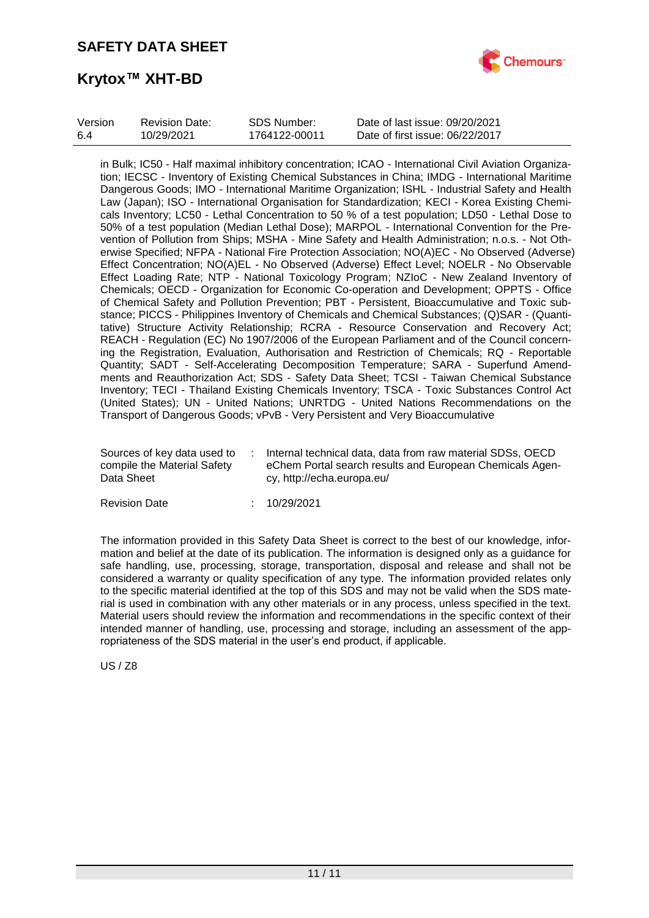in Bulk; IC50 - Half maximal inhibitory concentration; ICAO - International Civil Aviation Organization; IECSC - Inventory of Existing Chemical Substances in China; IMDG - International Maritime Dangerous Goods; IMO - International Maritime Organization; ISHL - Industrial Safety and Health Law (Japan); ISO - International Organisation for Standardization; KECI - Korea Existing Chemicals Inventory; LC50 - Lethal Concentration to 50 % of a test population; LD50 - Lethal Dose to 50% of a test population (Median Lethal Dose); MARPOL - International Convention for the Prevention of Pollution from Ships; MSHA - Mine Safety and Health Administration; n.o.s. - Not Otherwise Specified; NFPA - National Fire Protection Association; NO(A)EC - No Observed (Adverse) Effect Concentration; NO(A)EL - No Observed (Adverse) Effect Level; NOELR - No Observable Effect Loading Rate; NTP - National Toxicology Program; NZIoC - New Zealand Inventory of Chemicals; OECD - Organization for Economic Co-operation and Development; OPPTS - Office of Chemical Safety and Pollution Prevention; PBT - Persistent, Bioaccumulative and Toxic substance; PICCS - Philippines Inventory of Chemicals and Chemical Substances; (Q)SAR - (Quantitative) Structure Activity Relationship; RCRA - Resource Conservation and Recovery Act; REACH - Regulation (EC) No 1907/2006 of the European Parliament and of the Council concerning the Registration, Evaluation, Authorisation and Restriction of Chemicals; RQ - Reportable Quantity; SADT - Self-Accelerating Decomposition Temperature; SARA - Superfund Amendments and Reauthorization Act; SDS - Safety Data Sheet; TCSI - Taiwan Chemical Substance Inventory; TECI - Thailand Existing Chemicals Inventory; TSCA - Toxic Substances Control Act (United States); UN - United Nations; UNRTDG - United Nations Recommendations on the Transport of Dangerous Goods; vPvB - Very Persistent and Very Bioaccumulative

| | |
|---|---|
| Sources of key data used to compile the Material Safety Data Sheet | : Internal technical data, data from raw material SDSs, OECD eChem Portal search results and European Chemicals Agency, http://echa.europa.eu/ |
| Revision Date | : 10/29/2021 |

The information provided in this Safety Data Sheet is correct to the best of our knowledge, information and belief at the date of its publication. The information is designed only as a guidance for safe handling, use, processing, storage, transportation, disposal and release and shall not be considered a warranty or quality specification of any type. The information provided relates only to the specific material identified at the top of this SDS and may not be valid when the SDS material is used in combination with any other materials or in any process, unless specified in the text. Material users should review the information and recommendations in the specific context of their intended manner of handling, use, processing and storage, including an assessment of the appropriateness of the SDS material in the user's end product, if applicable.

US / Z8